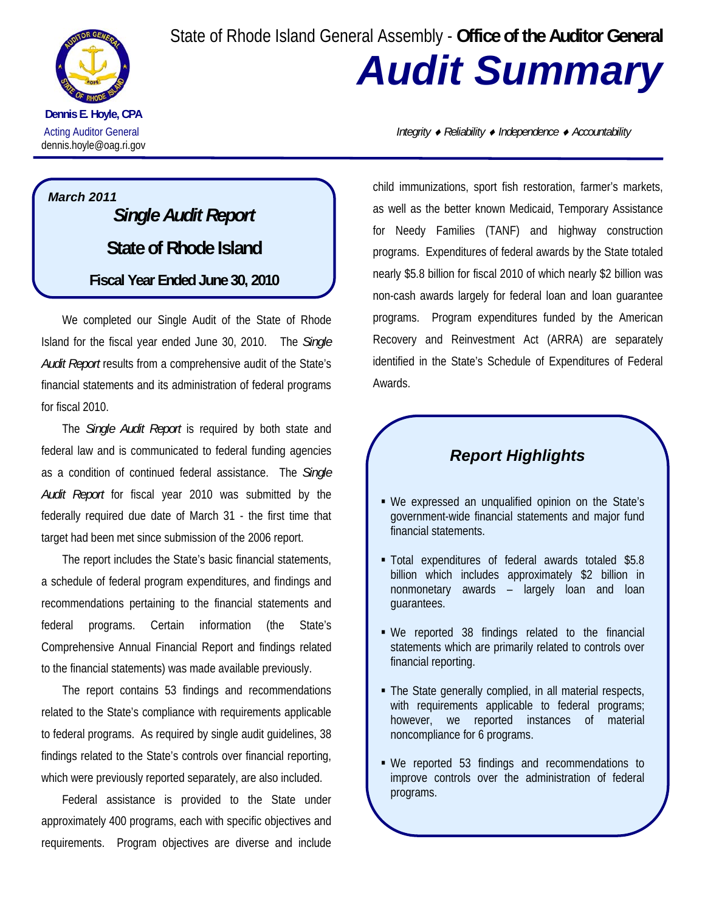State of Rhode Island General Assembly - **Office of the Auditor General**

# *Audit Summary*

**Dennis E. Hoyle, CPA**
Acting Auditor General
dennis.hoyle@oag.ri.gov

*Integrity ♦ Reliability ♦ Independence ♦ Accountability*

***March 2011***

## *Single Audit Report*
## State of Rhode Island
### Fiscal Year Ended June 30, 2010

We completed our Single Audit of the State of Rhode Island for the fiscal year ended June 30, 2010. The *Single Audit Report* results from a comprehensive audit of the State's financial statements and its administration of federal programs for fiscal 2010.

The *Single Audit Report* is required by both state and federal law and is communicated to federal funding agencies as a condition of continued federal assistance. The *Single Audit Report* for fiscal year 2010 was submitted by the federally required due date of March 31 - the first time that target had been met since submission of the 2006 report.

The report includes the State's basic financial statements, a schedule of federal program expenditures, and findings and recommendations pertaining to the financial statements and federal programs. Certain information (the State's Comprehensive Annual Financial Report and findings related to the financial statements) was made available previously.

The report contains 53 findings and recommendations related to the State's compliance with requirements applicable to federal programs. As required by single audit guidelines, 38 findings related to the State's controls over financial reporting, which were previously reported separately, are also included.

Federal assistance is provided to the State under approximately 400 programs, each with specific objectives and requirements. Program objectives are diverse and include child immunizations, sport fish restoration, farmer's markets, as well as the better known Medicaid, Temporary Assistance for Needy Families (TANF) and highway construction programs. Expenditures of federal awards by the State totaled nearly $5.8 billion for fiscal 2010 of which nearly $2 billion was non-cash awards largely for federal loan and loan guarantee programs. Program expenditures funded by the American Recovery and Reinvestment Act (ARRA) are separately identified in the State's Schedule of Expenditures of Federal Awards.

### *Report Highlights*

- We expressed an unqualified opinion on the State's government-wide financial statements and major fund financial statements.
- Total expenditures of federal awards totaled $5.8 billion which includes approximately $2 billion in nonmonetary awards – largely loan and loan guarantees.
- We reported 38 findings related to the financial statements which are primarily related to controls over financial reporting.
- The State generally complied, in all material respects, with requirements applicable to federal programs; however, we reported instances of material noncompliance for 6 programs.
- We reported 53 findings and recommendations to improve controls over the administration of federal programs.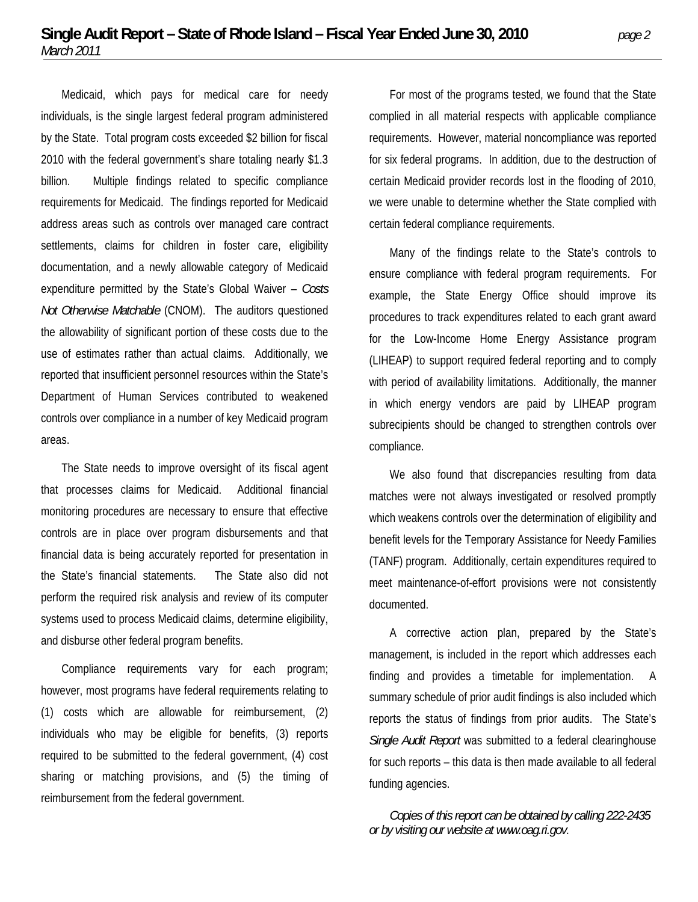Medicaid, which pays for medical care for needy individuals, is the single largest federal program administered by the State. Total program costs exceeded $2 billion for fiscal 2010 with the federal government's share totaling nearly $1.3 billion. Multiple findings related to specific compliance requirements for Medicaid. The findings reported for Medicaid address areas such as controls over managed care contract settlements, claims for children in foster care, eligibility documentation, and a newly allowable category of Medicaid expenditure permitted by the State's Global Waiver – *Costs Not Otherwise Matchable* (CNOM). The auditors questioned the allowability of significant portion of these costs due to the use of estimates rather than actual claims. Additionally, we reported that insufficient personnel resources within the State's Department of Human Services contributed to weakened controls over compliance in a number of key Medicaid program areas.

The State needs to improve oversight of its fiscal agent that processes claims for Medicaid. Additional financial monitoring procedures are necessary to ensure that effective controls are in place over program disbursements and that financial data is being accurately reported for presentation in the State's financial statements. The State also did not perform the required risk analysis and review of its computer systems used to process Medicaid claims, determine eligibility, and disburse other federal program benefits.

Compliance requirements vary for each program; however, most programs have federal requirements relating to (1) costs which are allowable for reimbursement, (2) individuals who may be eligible for benefits, (3) reports required to be submitted to the federal government, (4) cost sharing or matching provisions, and (5) the timing of reimbursement from the federal government.

For most of the programs tested, we found that the State complied in all material respects with applicable compliance requirements. However, material noncompliance was reported for six federal programs. In addition, due to the destruction of certain Medicaid provider records lost in the flooding of 2010, we were unable to determine whether the State complied with certain federal compliance requirements.

Many of the findings relate to the State's controls to ensure compliance with federal program requirements. For example, the State Energy Office should improve its procedures to track expenditures related to each grant award for the Low-Income Home Energy Assistance program (LIHEAP) to support required federal reporting and to comply with period of availability limitations. Additionally, the manner in which energy vendors are paid by LIHEAP program subrecipients should be changed to strengthen controls over compliance.

We also found that discrepancies resulting from data matches were not always investigated or resolved promptly which weakens controls over the determination of eligibility and benefit levels for the Temporary Assistance for Needy Families (TANF) program. Additionally, certain expenditures required to meet maintenance-of-effort provisions were not consistently documented.

A corrective action plan, prepared by the State's management, is included in the report which addresses each finding and provides a timetable for implementation. A summary schedule of prior audit findings is also included which reports the status of findings from prior audits. The State's *Single Audit Report* was submitted to a federal clearinghouse for such reports – this data is then made available to all federal funding agencies.

*Copies of this report can be obtained by calling 222-2435 or by visiting our website at www.oag.ri.gov.*